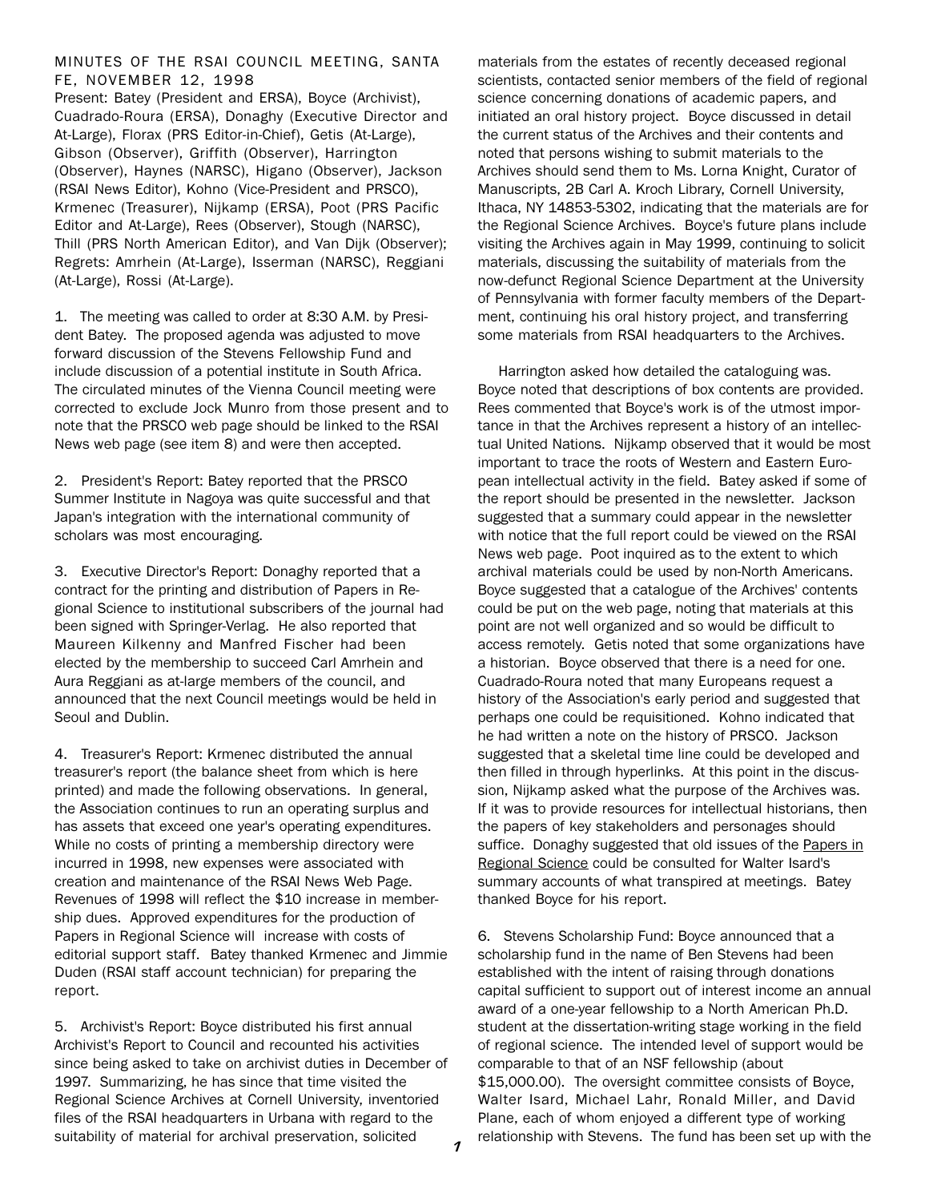## MINUTES OF THE RSAI COUNCIL MEETING, SANTA FE, NOVEMBER 12, 1998

Present: Batey (President and ERSA), Boyce (Archivist), Cuadrado-Roura (ERSA), Donaghy (Executive Director and At-Large), Florax (PRS Editor-in-Chief), Getis (At-Large), Gibson (Observer), Griffith (Observer), Harrington (Observer), Haynes (NARSC), Higano (Observer), Jackson (RSAI News Editor), Kohno (Vice-President and PRSCO), Krmenec (Treasurer), Nijkamp (ERSA), Poot (PRS Pacific Editor and At-Large), Rees (Observer), Stough (NARSC), Thill (PRS North American Editor), and Van Dijk (Observer); Regrets: Amrhein (At-Large), Isserman (NARSC), Reggiani (At-Large), Rossi (At-Large).

1. The meeting was called to order at 8:30 A.M. by President Batey. The proposed agenda was adjusted to move forward discussion of the Stevens Fellowship Fund and include discussion of a potential institute in South Africa. The circulated minutes of the Vienna Council meeting were corrected to exclude Jock Munro from those present and to note that the PRSCO web page should be linked to the RSAI News web page (see item 8) and were then accepted.

2. President's Report: Batey reported that the PRSCO Summer Institute in Nagoya was quite successful and that Japan's integration with the international community of scholars was most encouraging.

3. Executive Director's Report: Donaghy reported that a contract for the printing and distribution of Papers in Regional Science to institutional subscribers of the journal had been signed with Springer-Verlag. He also reported that Maureen Kilkenny and Manfred Fischer had been elected by the membership to succeed Carl Amrhein and Aura Reggiani as at-large members of the council, and announced that the next Council meetings would be held in Seoul and Dublin.

4. Treasurer's Report: Krmenec distributed the annual treasurer's report (the balance sheet from which is here printed) and made the following observations. In general, the Association continues to run an operating surplus and has assets that exceed one year's operating expenditures. While no costs of printing a membership directory were incurred in 1998, new expenses were associated with creation and maintenance of the RSAI News Web Page. Revenues of 1998 will reflect the $10 increase in membership dues. Approved expenditures for the production of Papers in Regional Science will increase with costs of editorial support staff. Batey thanked Krmenec and Jimmie Duden (RSAI staff account technician) for preparing the report.

5. Archivist's Report: Boyce distributed his first annual Archivist's Report to Council and recounted his activities since being asked to take on archivist duties in December of 1997. Summarizing, he has since that time visited the Regional Science Archives at Cornell University, inventoried files of the RSAI headquarters in Urbana with regard to the suitability of material for archival preservation, solicited materials from the estates of recently deceased regional scientists, contacted senior members of the field of regional science concerning donations of academic papers, and initiated an oral history project. Boyce discussed in detail the current status of the Archives and their contents and noted that persons wishing to submit materials to the Archives should send them to Ms. Lorna Knight, Curator of Manuscripts, 2B Carl A. Kroch Library, Cornell University, Ithaca, NY 14853-5302, indicating that the materials are for the Regional Science Archives. Boyce's future plans include visiting the Archives again in May 1999, continuing to solicit materials, discussing the suitability of materials from the now-defunct Regional Science Department at the University of Pennsylvania with former faculty members of the Department, continuing his oral history project, and transferring some materials from RSAI headquarters to the Archives.

Harrington asked how detailed the cataloguing was. Boyce noted that descriptions of box contents are provided. Rees commented that Boyce's work is of the utmost importance in that the Archives represent a history of an intellectual United Nations. Nijkamp observed that it would be most important to trace the roots of Western and Eastern European intellectual activity in the field. Batey asked if some of the report should be presented in the newsletter. Jackson suggested that a summary could appear in the newsletter with notice that the full report could be viewed on the RSAI News web page. Poot inquired as to the extent to which archival materials could be used by non-North Americans. Boyce suggested that a catalogue of the Archives' contents could be put on the web page, noting that materials at this point are not well organized and so would be difficult to access remotely. Getis noted that some organizations have a historian. Boyce observed that there is a need for one. Cuadrado-Roura noted that many Europeans request a history of the Association's early period and suggested that perhaps one could be requisitioned. Kohno indicated that he had written a note on the history of PRSCO. Jackson suggested that a skeletal time line could be developed and then filled in through hyperlinks. At this point in the discussion, Nijkamp asked what the purpose of the Archives was. If it was to provide resources for intellectual historians, then the papers of key stakeholders and personages should suffice. Donaghy suggested that old issues of the Papers in Regional Science could be consulted for Walter Isard's summary accounts of what transpired at meetings. Batey thanked Boyce for his report.

6. Stevens Scholarship Fund: Boyce announced that a scholarship fund in the name of Ben Stevens had been established with the intent of raising through donations capital sufficient to support out of interest income an annual award of a one-year fellowship to a North American Ph.D. student at the dissertation-writing stage working in the field of regional science. The intended level of support would be comparable to that of an NSF fellowship (about $15,000.00). The oversight committee consists of Boyce, Walter Isard, Michael Lahr, Ronald Miller, and David Plane, each of whom enjoyed a different type of working relationship with Stevens. The fund has been set up with the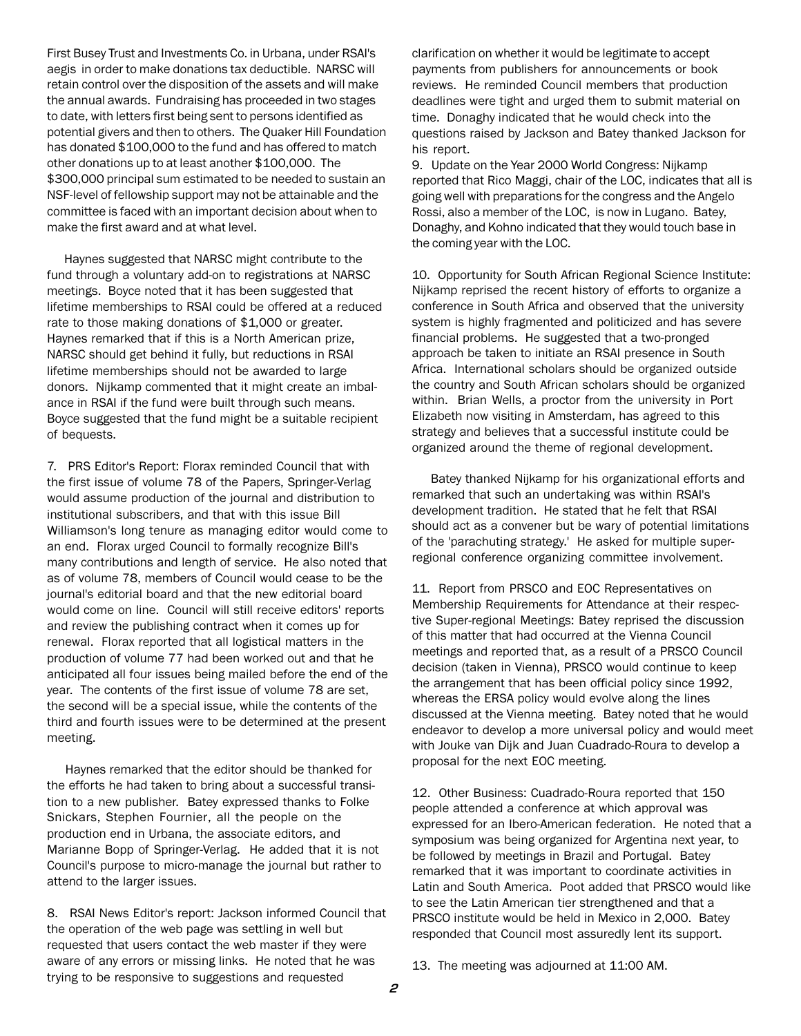First Busey Trust and Investments Co. in Urbana, under RSAI's aegis in order to make donations tax deductible. NARSC will retain control over the disposition of the assets and will make the annual awards. Fundraising has proceeded in two stages to date, with letters first being sent to persons identified as potential givers and then to others. The Quaker Hill Foundation has donated $100,000 to the fund and has offered to match other donations up to at least another $100,000. The $300,000 principal sum estimated to be needed to sustain an NSF-level of fellowship support may not be attainable and the committee is faced with an important decision about when to make the first award and at what level.

Haynes suggested that NARSC might contribute to the fund through a voluntary add-on to registrations at NARSC meetings. Boyce noted that it has been suggested that lifetime memberships to RSAI could be offered at a reduced rate to those making donations of $1,000 or greater. Haynes remarked that if this is a North American prize, NARSC should get behind it fully, but reductions in RSAI lifetime memberships should not be awarded to large donors. Nijkamp commented that it might create an imbalance in RSAI if the fund were built through such means. Boyce suggested that the fund might be a suitable recipient of bequests.

7. PRS Editor's Report: Florax reminded Council that with the first issue of volume 78 of the Papers, Springer-Verlag would assume production of the journal and distribution to institutional subscribers, and that with this issue Bill Williamson's long tenure as managing editor would come to an end. Florax urged Council to formally recognize Bill's many contributions and length of service. He also noted that as of volume 78, members of Council would cease to be the journal's editorial board and that the new editorial board would come on line. Council will still receive editors' reports and review the publishing contract when it comes up for renewal. Florax reported that all logistical matters in the production of volume 77 had been worked out and that he anticipated all four issues being mailed before the end of the year. The contents of the first issue of volume 78 are set, the second will be a special issue, while the contents of the third and fourth issues were to be determined at the present meeting.

Haynes remarked that the editor should be thanked for the efforts he had taken to bring about a successful transition to a new publisher. Batey expressed thanks to Folke Snickars, Stephen Fournier, all the people on the production end in Urbana, the associate editors, and Marianne Bopp of Springer-Verlag. He added that it is not Council's purpose to micro-manage the journal but rather to attend to the larger issues.

8. RSAI News Editor's report: Jackson informed Council that the operation of the web page was settling in well but requested that users contact the web master if they were aware of any errors or missing links. He noted that he was trying to be responsive to suggestions and requested clarification on whether it would be legitimate to accept payments from publishers for announcements or book reviews. He reminded Council members that production deadlines were tight and urged them to submit material on time. Donaghy indicated that he would check into the questions raised by Jackson and Batey thanked Jackson for his report.

9. Update on the Year 2000 World Congress: Nijkamp reported that Rico Maggi, chair of the LOC, indicates that all is going well with preparations for the congress and the Angelo Rossi, also a member of the LOC, is now in Lugano. Batey, Donaghy, and Kohno indicated that they would touch base in the coming year with the LOC.

10. Opportunity for South African Regional Science Institute: Nijkamp reprised the recent history of efforts to organize a conference in South Africa and observed that the university system is highly fragmented and politicized and has severe financial problems. He suggested that a two-pronged approach be taken to initiate an RSAI presence in South Africa. International scholars should be organized outside the country and South African scholars should be organized within. Brian Wells, a proctor from the university in Port Elizabeth now visiting in Amsterdam, has agreed to this strategy and believes that a successful institute could be organized around the theme of regional development.

Batey thanked Nijkamp for his organizational efforts and remarked that such an undertaking was within RSAI's development tradition. He stated that he felt that RSAI should act as a convener but be wary of potential limitations of the 'parachuting strategy.' He asked for multiple super-regional conference organizing committee involvement.

11. Report from PRSCO and EOC Representatives on Membership Requirements for Attendance at their respective Super-regional Meetings: Batey reprised the discussion of this matter that had occurred at the Vienna Council meetings and reported that, as a result of a PRSCO Council decision (taken in Vienna), PRSCO would continue to keep the arrangement that has been official policy since 1992, whereas the ERSA policy would evolve along the lines discussed at the Vienna meeting. Batey noted that he would endeavor to develop a more universal policy and would meet with Jouke van Dijk and Juan Cuadrado-Roura to develop a proposal for the next EOC meeting.

12. Other Business: Cuadrado-Roura reported that 150 people attended a conference at which approval was expressed for an Ibero-American federation. He noted that a symposium was being organized for Argentina next year, to be followed by meetings in Brazil and Portugal. Batey remarked that it was important to coordinate activities in Latin and South America. Poot added that PRSCO would like to see the Latin American tier strengthened and that a PRSCO institute would be held in Mexico in 2,000. Batey responded that Council most assuredly lent its support.

13. The meeting was adjourned at 11:00 AM.